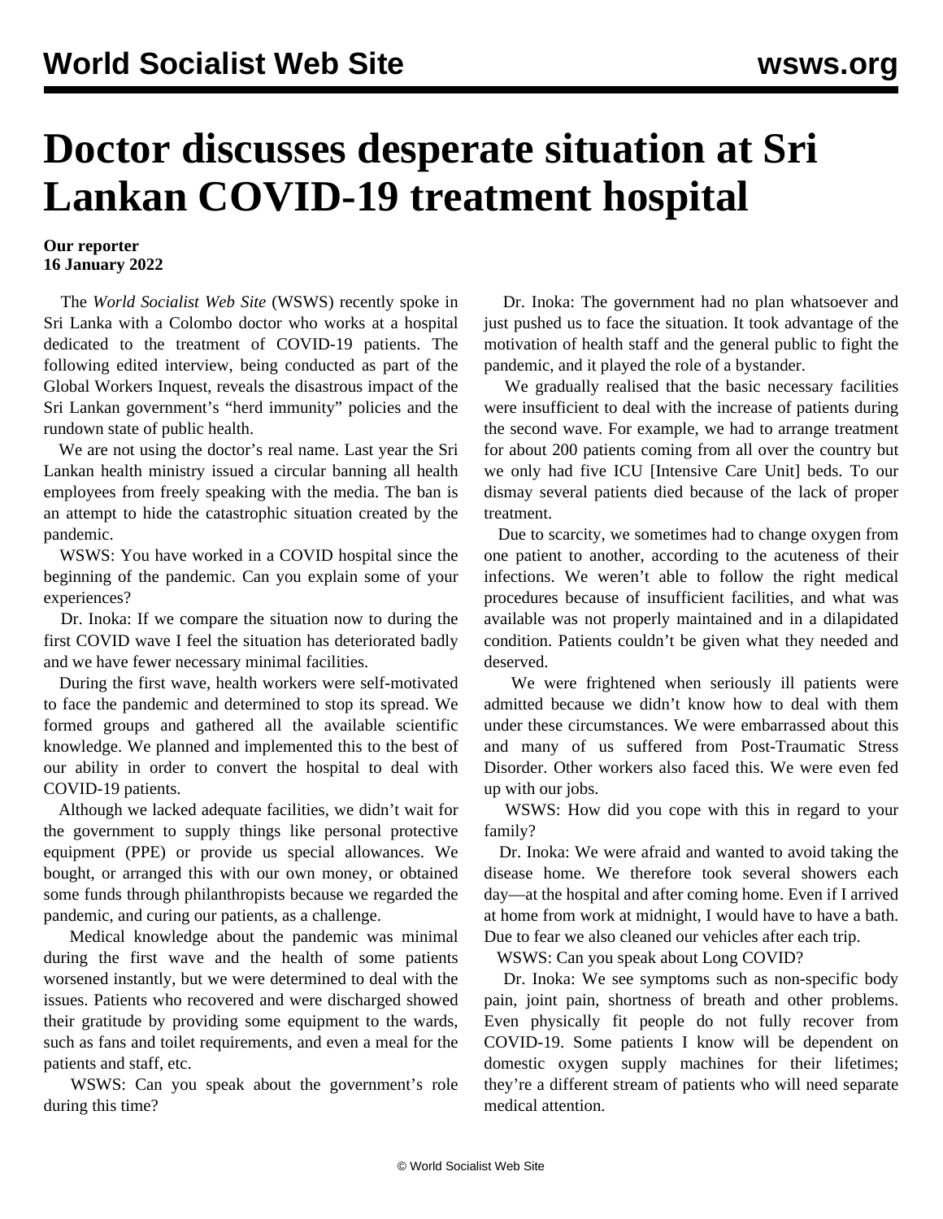# Doctor discusses desperate situation at Sri Lankan COVID-19 treatment hospital

**Our reporter**
**16 January 2022**

The *World Socialist Web Site* (WSWS) recently spoke in Sri Lanka with a Colombo doctor who works at a hospital dedicated to the treatment of COVID-19 patients. The following edited interview, being conducted as part of the Global Workers Inquest, reveals the disastrous impact of the Sri Lankan government's "herd immunity" policies and the rundown state of public health.

We are not using the doctor's real name. Last year the Sri Lankan health ministry issued a circular banning all health employees from freely speaking with the media. The ban is an attempt to hide the catastrophic situation created by the pandemic.

WSWS: You have worked in a COVID hospital since the beginning of the pandemic. Can you explain some of your experiences?

Dr. Inoka: If we compare the situation now to during the first COVID wave I feel the situation has deteriorated badly and we have fewer necessary minimal facilities.

During the first wave, health workers were self-motivated to face the pandemic and determined to stop its spread. We formed groups and gathered all the available scientific knowledge. We planned and implemented this to the best of our ability in order to convert the hospital to deal with COVID-19 patients.

Although we lacked adequate facilities, we didn't wait for the government to supply things like personal protective equipment (PPE) or provide us special allowances. We bought, or arranged this with our own money, or obtained some funds through philanthropists because we regarded the pandemic, and curing our patients, as a challenge.

Medical knowledge about the pandemic was minimal during the first wave and the health of some patients worsened instantly, but we were determined to deal with the issues. Patients who recovered and were discharged showed their gratitude by providing some equipment to the wards, such as fans and toilet requirements, and even a meal for the patients and staff, etc.

WSWS: Can you speak about the government's role during this time?

Dr. Inoka: The government had no plan whatsoever and just pushed us to face the situation. It took advantage of the motivation of health staff and the general public to fight the pandemic, and it played the role of a bystander.

We gradually realised that the basic necessary facilities were insufficient to deal with the increase of patients during the second wave. For example, we had to arrange treatment for about 200 patients coming from all over the country but we only had five ICU [Intensive Care Unit] beds. To our dismay several patients died because of the lack of proper treatment.

Due to scarcity, we sometimes had to change oxygen from one patient to another, according to the acuteness of their infections. We weren't able to follow the right medical procedures because of insufficient facilities, and what was available was not properly maintained and in a dilapidated condition. Patients couldn't be given what they needed and deserved.

We were frightened when seriously ill patients were admitted because we didn't know how to deal with them under these circumstances. We were embarrassed about this and many of us suffered from Post-Traumatic Stress Disorder. Other workers also faced this. We were even fed up with our jobs.

WSWS: How did you cope with this in regard to your family?

Dr. Inoka: We were afraid and wanted to avoid taking the disease home. We therefore took several showers each day—at the hospital and after coming home. Even if I arrived at home from work at midnight, I would have to have a bath. Due to fear we also cleaned our vehicles after each trip.

WSWS: Can you speak about Long COVID?

Dr. Inoka: We see symptoms such as non-specific body pain, joint pain, shortness of breath and other problems. Even physically fit people do not fully recover from COVID-19. Some patients I know will be dependent on domestic oxygen supply machines for their lifetimes; they're a different stream of patients who will need separate medical attention.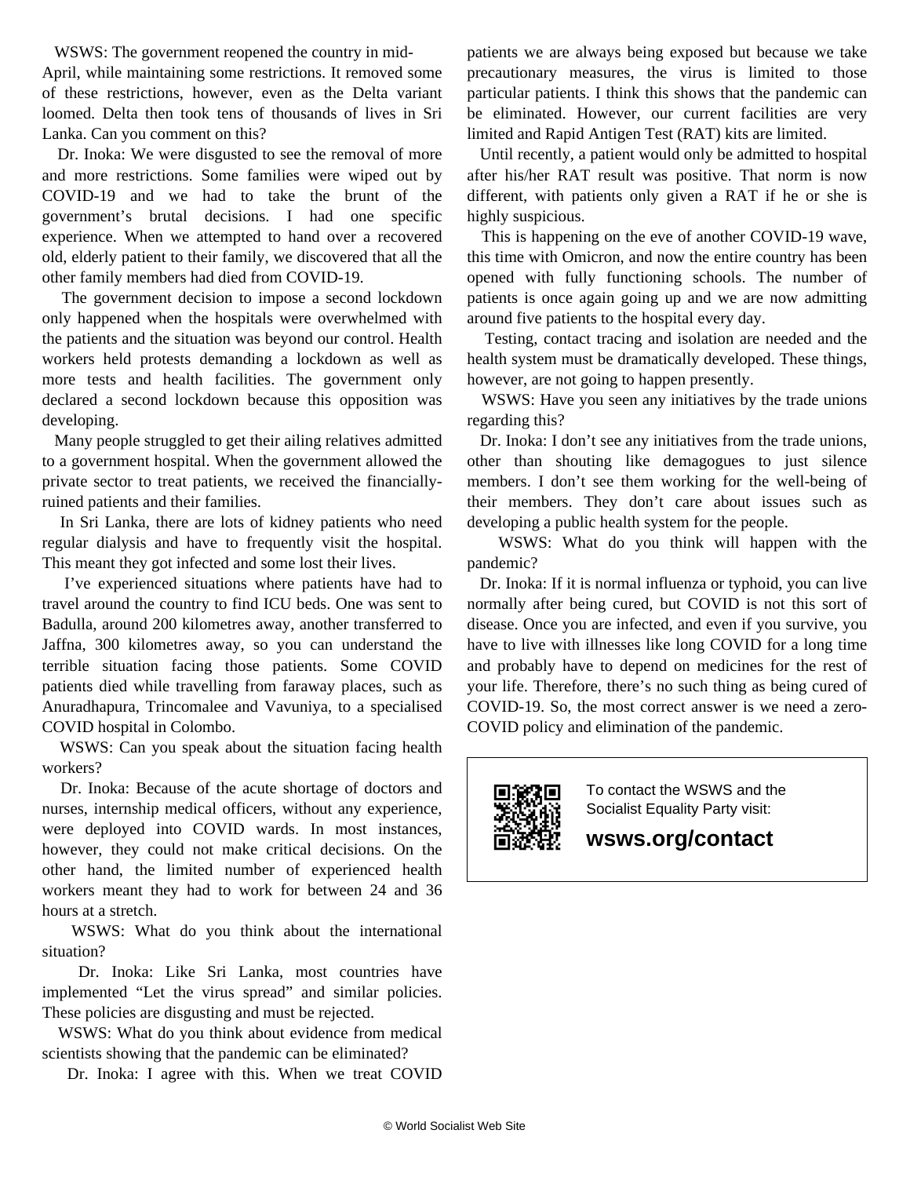WSWS: The government reopened the country in mid-April, while maintaining some restrictions. It removed some of these restrictions, however, even as the Delta variant loomed. Delta then took tens of thousands of lives in Sri Lanka. Can you comment on this?

Dr. Inoka: We were disgusted to see the removal of more and more restrictions. Some families were wiped out by COVID-19 and we had to take the brunt of the government's brutal decisions. I had one specific experience. When we attempted to hand over a recovered old, elderly patient to their family, we discovered that all the other family members had died from COVID-19.

The government decision to impose a second lockdown only happened when the hospitals were overwhelmed with the patients and the situation was beyond our control. Health workers held protests demanding a lockdown as well as more tests and health facilities. The government only declared a second lockdown because this opposition was developing.

Many people struggled to get their ailing relatives admitted to a government hospital. When the government allowed the private sector to treat patients, we received the financially-ruined patients and their families.

In Sri Lanka, there are lots of kidney patients who need regular dialysis and have to frequently visit the hospital. This meant they got infected and some lost their lives.

I've experienced situations where patients have had to travel around the country to find ICU beds. One was sent to Badulla, around 200 kilometres away, another transferred to Jaffna, 300 kilometres away, so you can understand the terrible situation facing those patients. Some COVID patients died while travelling from faraway places, such as Anuradhapura, Trincomalee and Vavuniya, to a specialised COVID hospital in Colombo.

WSWS: Can you speak about the situation facing health workers?

Dr. Inoka: Because of the acute shortage of doctors and nurses, internship medical officers, without any experience, were deployed into COVID wards. In most instances, however, they could not make critical decisions. On the other hand, the limited number of experienced health workers meant they had to work for between 24 and 36 hours at a stretch.

WSWS: What do you think about the international situation?

Dr. Inoka: Like Sri Lanka, most countries have implemented "Let the virus spread" and similar policies. These policies are disgusting and must be rejected.

WSWS: What do you think about evidence from medical scientists showing that the pandemic can be eliminated?

Dr. Inoka: I agree with this. When we treat COVID patients we are always being exposed but because we take precautionary measures, the virus is limited to those particular patients. I think this shows that the pandemic can be eliminated. However, our current facilities are very limited and Rapid Antigen Test (RAT) kits are limited.

Until recently, a patient would only be admitted to hospital after his/her RAT result was positive. That norm is now different, with patients only given a RAT if he or she is highly suspicious.

This is happening on the eve of another COVID-19 wave, this time with Omicron, and now the entire country has been opened with fully functioning schools. The number of patients is once again going up and we are now admitting around five patients to the hospital every day.

Testing, contact tracing and isolation are needed and the health system must be dramatically developed. These things, however, are not going to happen presently.

WSWS: Have you seen any initiatives by the trade unions regarding this?

Dr. Inoka: I don't see any initiatives from the trade unions, other than shouting like demagogues to just silence members. I don't see them working for the well-being of their members. They don't care about issues such as developing a public health system for the people.

WSWS: What do you think will happen with the pandemic?

Dr. Inoka: If it is normal influenza or typhoid, you can live normally after being cured, but COVID is not this sort of disease. Once you are infected, and even if you survive, you have to live with illnesses like long COVID for a long time and probably have to depend on medicines for the rest of your life. Therefore, there's no such thing as being cured of COVID-19. So, the most correct answer is we need a zero-COVID policy and elimination of the pandemic.

To contact the WSWS and the Socialist Equality Party visit:

**wsws.org/contact**